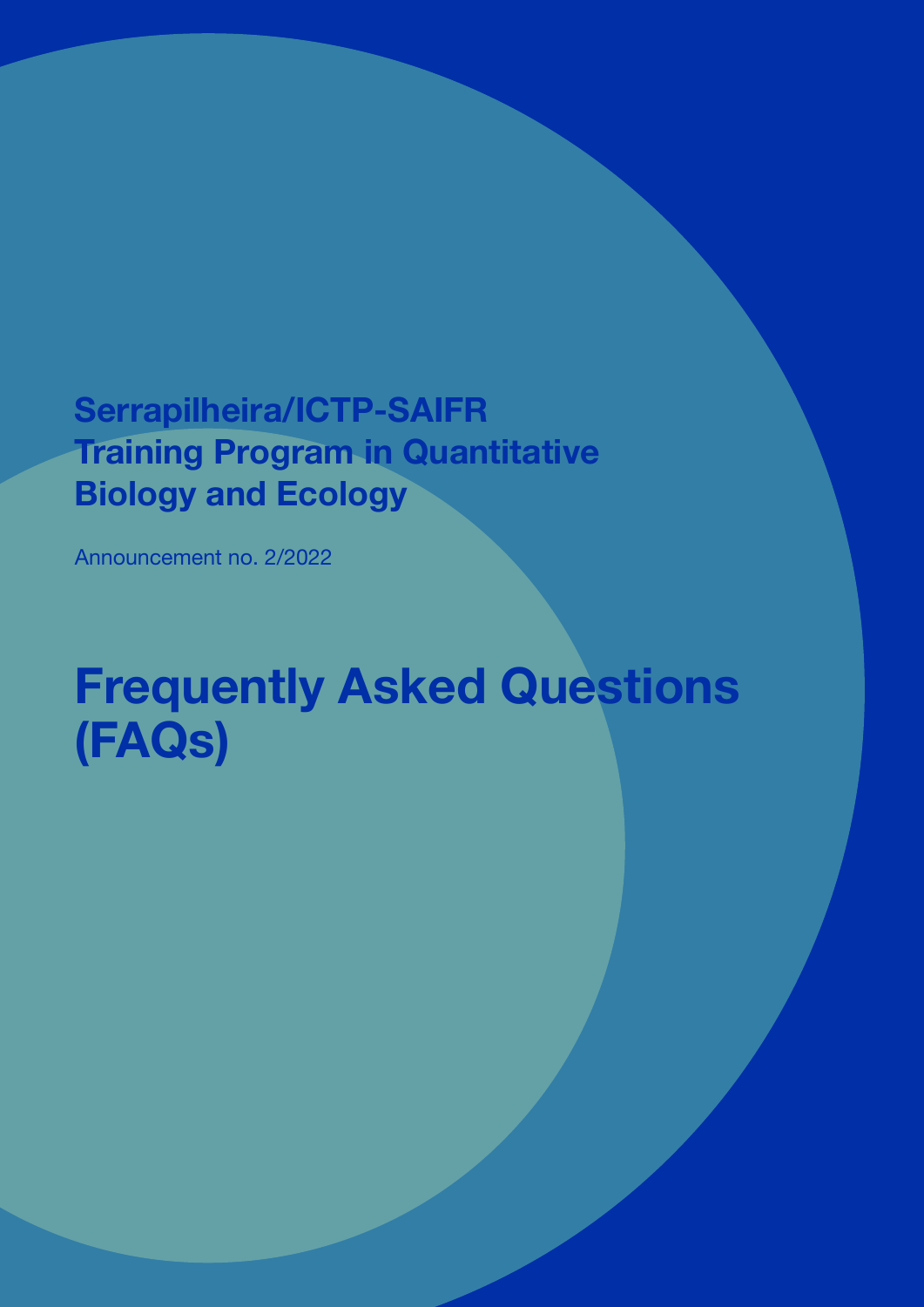## Serrapilheira/ICTP-SAIFR Training Program in Quantitative Biology and Ecology

Announcement no. 2/2022

# Frequently Asked Questions (FAQs)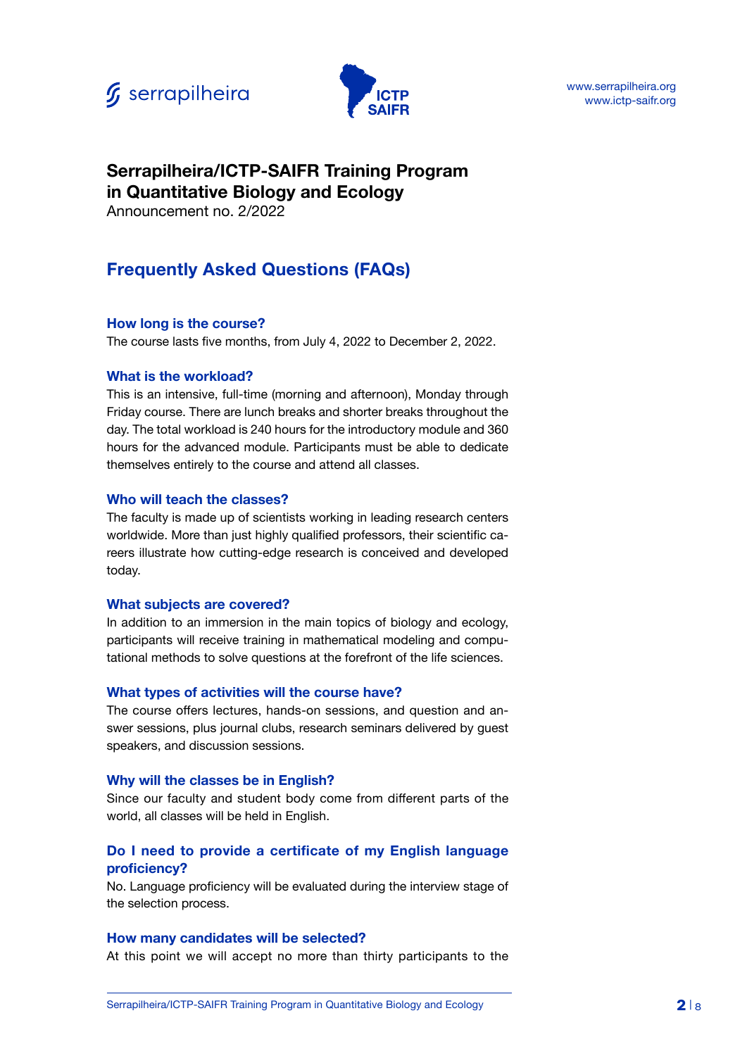# Serrapilheira/ICTP-SAIFR Training Program in Quantitative Biology and Ecology

Announcement no. 2/2022

## Frequently Asked Questions (FAQs)

### How long is the course?

The course lasts five months, from July 4, 2022 to December 2, 2022.

### What is the workload?

This is an intensive, full-time (morning and afternoon), Monday through Friday course. There are lunch breaks and shorter breaks throughout the day. The total workload is 240 hours for the introductory module and 360 hours for the advanced module. Participants must be able to dedicate themselves entirely to the course and attend all classes.

### Who will teach the classes?

The faculty is made up of scientists working in leading research centers worldwide. More than just highly qualified professors, their scientific careers illustrate how cutting-edge research is conceived and developed today.

### What subjects are covered?

In addition to an immersion in the main topics of biology and ecology, participants will receive training in mathematical modeling and computational methods to solve questions at the forefront of the life sciences.

### What types of activities will the course have?

The course offers lectures, hands-on sessions, and question and answer sessions, plus journal clubs, research seminars delivered by guest speakers, and discussion sessions.

### Why will the classes be in English?

Since our faculty and student body come from different parts of the world, all classes will be held in English.

### Do I need to provide a certificate of my English language proficiency?

No. Language proficiency will be evaluated during the interview stage of the selection process.

### How many candidates will be selected?

At this point we will accept no more than thirty participants to the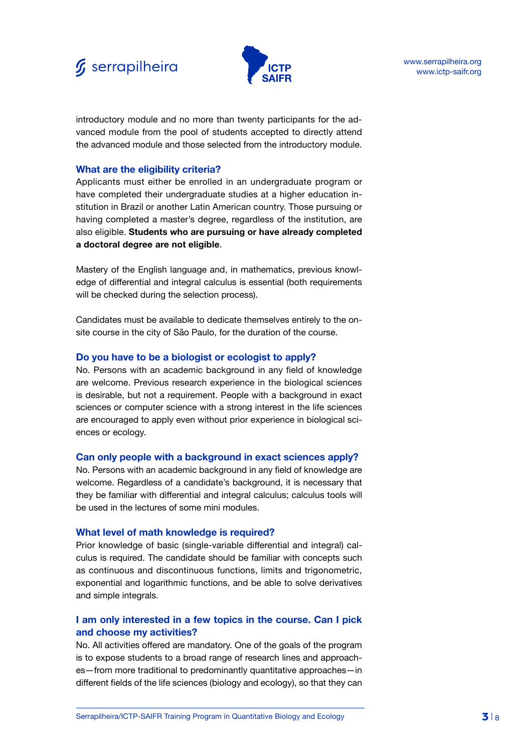introductory module and no more than twenty participants for the advanced module from the pool of students accepted to directly attend the advanced module and those selected from the introductory module.

### What are the eligibility criteria?

Applicants must either be enrolled in an undergraduate program or have completed their undergraduate studies at a higher education institution in Brazil or another Latin American country. Those pursuing or having completed a master's degree, regardless of the institution, are also eligible. **Students who are pursuing or have already completed a doctoral degree are not eligible**.

Mastery of the English language and, in mathematics, previous knowledge of differential and integral calculus is essential (both requirements will be checked during the selection process).

Candidates must be available to dedicate themselves entirely to the on-site course in the city of São Paulo, for the duration of the course.

### Do you have to be a biologist or ecologist to apply?

No. Persons with an academic background in any field of knowledge are welcome. Previous research experience in the biological sciences is desirable, but not a requirement. People with a background in exact sciences or computer science with a strong interest in the life sciences are encouraged to apply even without prior experience in biological sciences or ecology.

### Can only people with a background in exact sciences apply?

No. Persons with an academic background in any field of knowledge are welcome. Regardless of a candidate's background, it is necessary that they be familiar with differential and integral calculus; calculus tools will be used in the lectures of some mini modules.

### What level of math knowledge is required?

Prior knowledge of basic (single-variable differential and integral) calculus is required. The candidate should be familiar with concepts such as continuous and discontinuous functions, limits and trigonometric, exponential and logarithmic functions, and be able to solve derivatives and simple integrals.

### I am only interested in a few topics in the course. Can I pick and choose my activities?

No. All activities offered are mandatory. One of the goals of the program is to expose students to a broad range of research lines and approaches—from more traditional to predominantly quantitative approaches—in different fields of the life sciences (biology and ecology), so that they can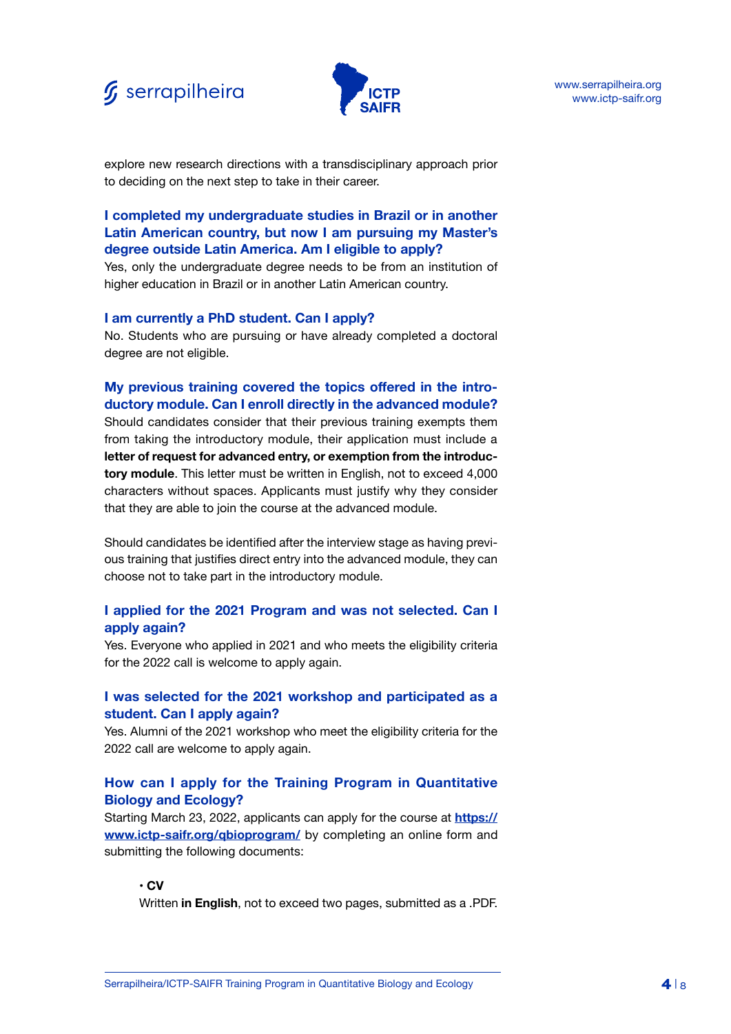explore new research directions with a transdisciplinary approach prior to deciding on the next step to take in their career.

### I completed my undergraduate studies in Brazil or in another Latin American country, but now I am pursuing my Master's degree outside Latin America. Am I eligible to apply?

Yes, only the undergraduate degree needs to be from an institution of higher education in Brazil or in another Latin American country.

### I am currently a PhD student. Can I apply?

No. Students who are pursuing or have already completed a doctoral degree are not eligible.

### My previous training covered the topics offered in the introductory module. Can I enroll directly in the advanced module?

Should candidates consider that their previous training exempts them from taking the introductory module, their application must include a **letter of request for advanced entry, or exemption from the introductory module**. This letter must be written in English, not to exceed 4,000 characters without spaces. Applicants must justify why they consider that they are able to join the course at the advanced module.

Should candidates be identified after the interview stage as having previous training that justifies direct entry into the advanced module, they can choose not to take part in the introductory module.

### I applied for the 2021 Program and was not selected. Can I apply again?

Yes. Everyone who applied in 2021 and who meets the eligibility criteria for the 2022 call is welcome to apply again.

### I was selected for the 2021 workshop and participated as a student. Can I apply again?

Yes. Alumni of the 2021 workshop who meet the eligibility criteria for the 2022 call are welcome to apply again.

### How can I apply for the Training Program in Quantitative Biology and Ecology?

Starting March 23, 2022, applicants can apply for the course at **https://www.ictp-saifr.org/qbioprogram/** by completing an online form and submitting the following documents:

- **CV**

  Written **in English**, not to exceed two pages, submitted as a .PDF.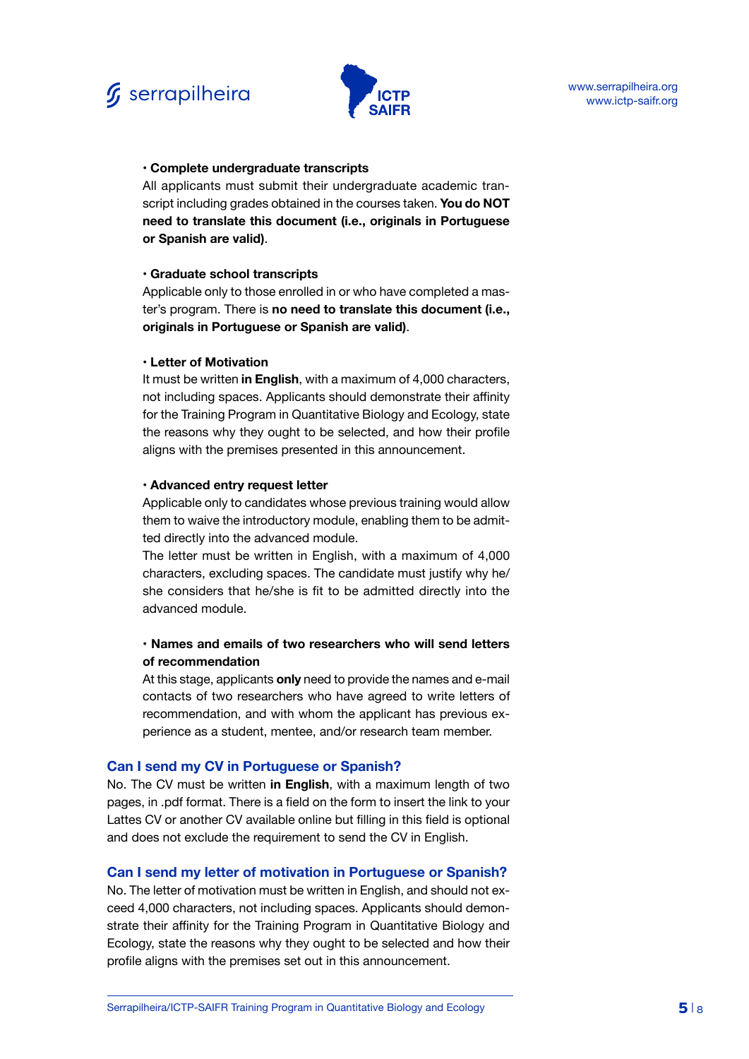- **Complete undergraduate transcripts**

  All applicants must submit their undergraduate academic transcript including grades obtained in the courses taken. **You do NOT need to translate this document (i.e., originals in Portuguese or Spanish are valid)**.

- **Graduate school transcripts**

  Applicable only to those enrolled in or who have completed a master's program. There is **no need to translate this document (i.e., originals in Portuguese or Spanish are valid)**.

- **Letter of Motivation**

  It must be written **in English**, with a maximum of 4,000 characters, not including spaces. Applicants should demonstrate their affinity for the Training Program in Quantitative Biology and Ecology, state the reasons why they ought to be selected, and how their profile aligns with the premises presented in this announcement.

- **Advanced entry request letter**

  Applicable only to candidates whose previous training would allow them to waive the introductory module, enabling them to be admitted directly into the advanced module.

  The letter must be written in English, with a maximum of 4,000 characters, excluding spaces. The candidate must justify why he/she considers that he/she is fit to be admitted directly into the advanced module.

- **Names and emails of two researchers who will send letters of recommendation**

  At this stage, applicants **only** need to provide the names and e-mail contacts of two researchers who have agreed to write letters of recommendation, and with whom the applicant has previous experience as a student, mentee, and/or research team member.

### Can I send my CV in Portuguese or Spanish?

No. The CV must be written **in English**, with a maximum length of two pages, in .pdf format. There is a field on the form to insert the link to your Lattes CV or another CV available online but filling in this field is optional and does not exclude the requirement to send the CV in English.

### Can I send my letter of motivation in Portuguese or Spanish?

No. The letter of motivation must be written in English, and should not exceed 4,000 characters, not including spaces. Applicants should demonstrate their affinity for the Training Program in Quantitative Biology and Ecology, state the reasons why they ought to be selected and how their profile aligns with the premises set out in this announcement.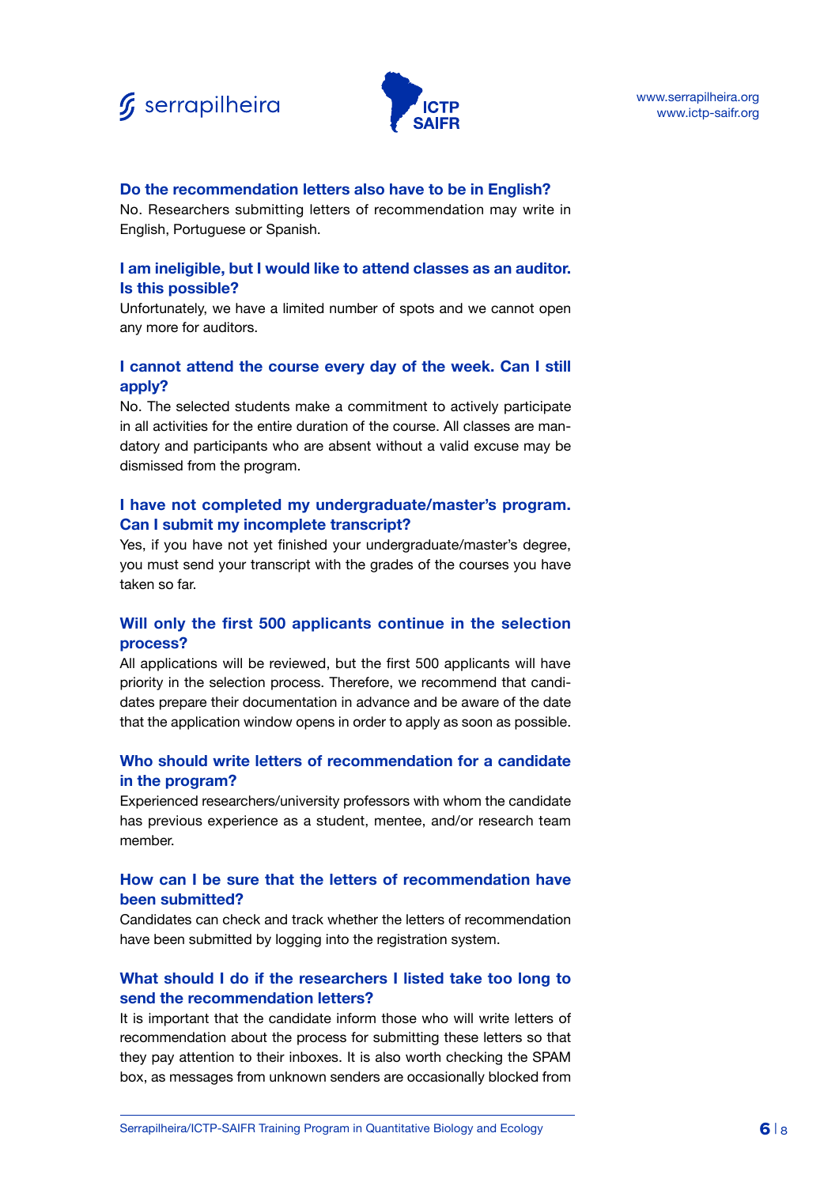### Do the recommendation letters also have to be in English?

No. Researchers submitting letters of recommendation may write in English, Portuguese or Spanish.

### I am ineligible, but I would like to attend classes as an auditor. Is this possible?

Unfortunately, we have a limited number of spots and we cannot open any more for auditors.

### I cannot attend the course every day of the week. Can I still apply?

No. The selected students make a commitment to actively participate in all activities for the entire duration of the course. All classes are mandatory and participants who are absent without a valid excuse may be dismissed from the program.

### I have not completed my undergraduate/master's program. Can I submit my incomplete transcript?

Yes, if you have not yet finished your undergraduate/master's degree, you must send your transcript with the grades of the courses you have taken so far.

### Will only the first 500 applicants continue in the selection process?

All applications will be reviewed, but the first 500 applicants will have priority in the selection process. Therefore, we recommend that candidates prepare their documentation in advance and be aware of the date that the application window opens in order to apply as soon as possible.

### Who should write letters of recommendation for a candidate in the program?

Experienced researchers/university professors with whom the candidate has previous experience as a student, mentee, and/or research team member.

### How can I be sure that the letters of recommendation have been submitted?

Candidates can check and track whether the letters of recommendation have been submitted by logging into the registration system.

### What should I do if the researchers I listed take too long to send the recommendation letters?

It is important that the candidate inform those who will write letters of recommendation about the process for submitting these letters so that they pay attention to their inboxes. It is also worth checking the SPAM box, as messages from unknown senders are occasionally blocked from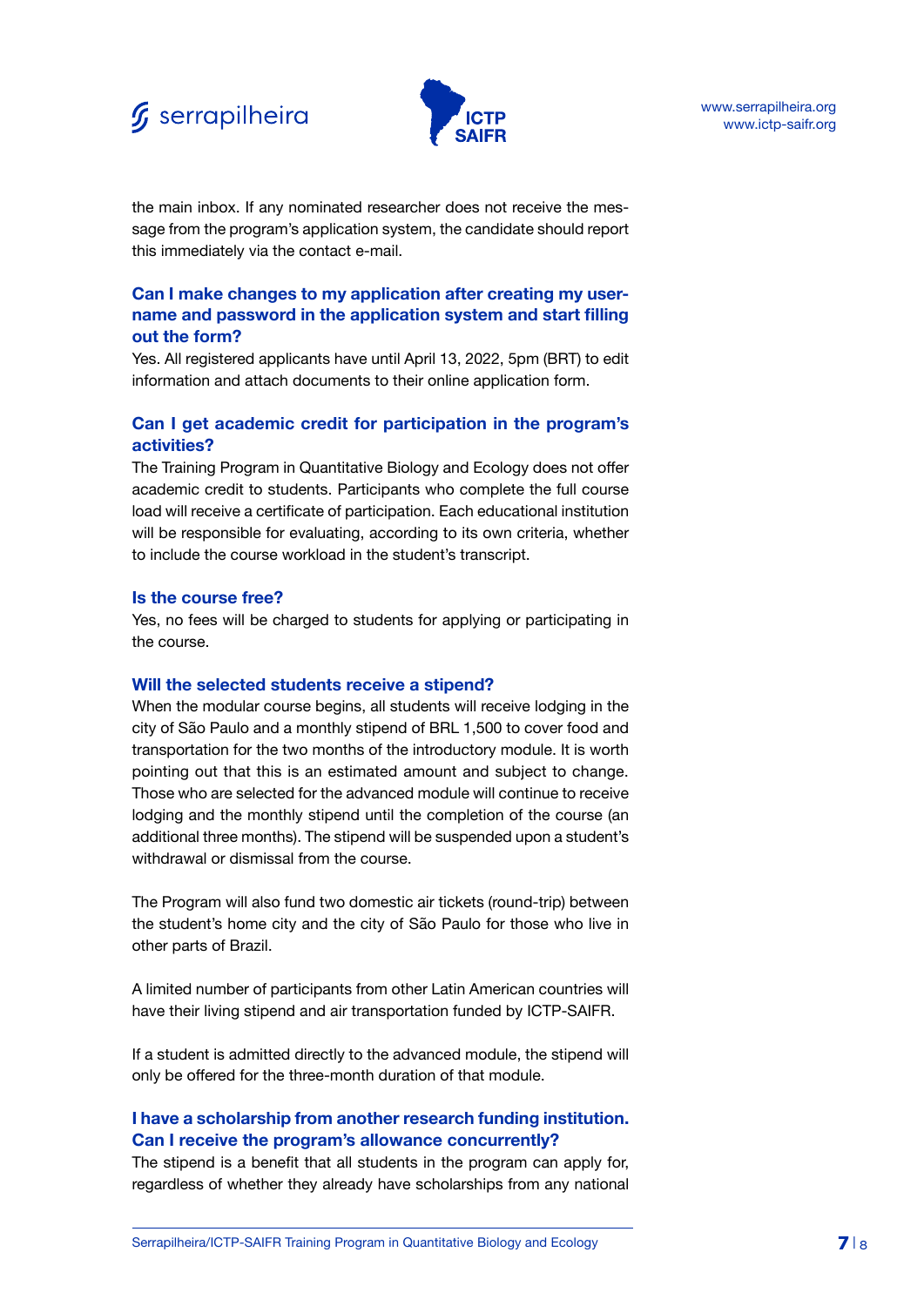the main inbox. If any nominated researcher does not receive the message from the program's application system, the candidate should report this immediately via the contact e-mail.

### Can I make changes to my application after creating my username and password in the application system and start filling out the form?

Yes. All registered applicants have until April 13, 2022, 5pm (BRT) to edit information and attach documents to their online application form.

### Can I get academic credit for participation in the program's activities?

The Training Program in Quantitative Biology and Ecology does not offer academic credit to students. Participants who complete the full course load will receive a certificate of participation. Each educational institution will be responsible for evaluating, according to its own criteria, whether to include the course workload in the student's transcript.

### Is the course free?

Yes, no fees will be charged to students for applying or participating in the course.

### Will the selected students receive a stipend?

When the modular course begins, all students will receive lodging in the city of São Paulo and a monthly stipend of BRL 1,500 to cover food and transportation for the two months of the introductory module. It is worth pointing out that this is an estimated amount and subject to change. Those who are selected for the advanced module will continue to receive lodging and the monthly stipend until the completion of the course (an additional three months). The stipend will be suspended upon a student's withdrawal or dismissal from the course.

The Program will also fund two domestic air tickets (round-trip) between the student's home city and the city of São Paulo for those who live in other parts of Brazil.

A limited number of participants from other Latin American countries will have their living stipend and air transportation funded by ICTP-SAIFR.

If a student is admitted directly to the advanced module, the stipend will only be offered for the three-month duration of that module.

### I have a scholarship from another research funding institution. Can I receive the program's allowance concurrently?

The stipend is a benefit that all students in the program can apply for, regardless of whether they already have scholarships from any national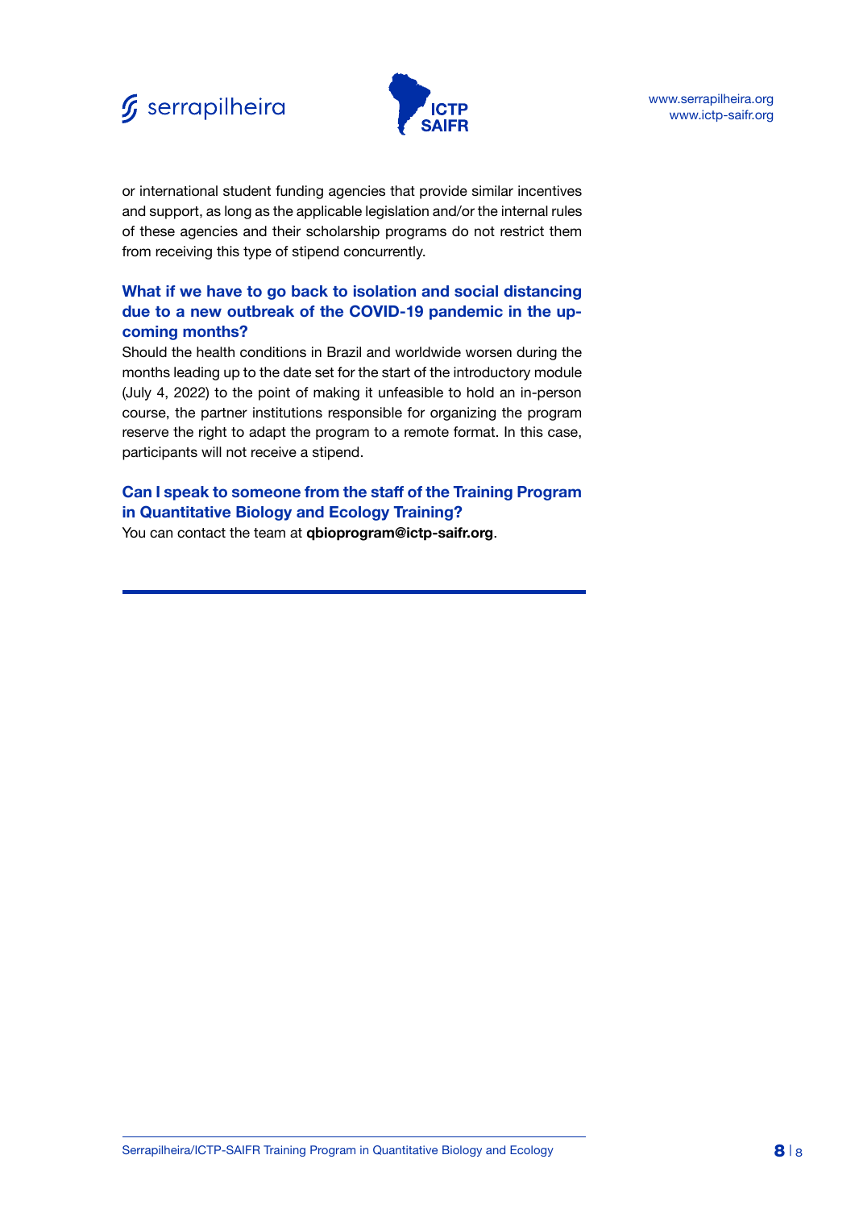or international student funding agencies that provide similar incentives and support, as long as the applicable legislation and/or the internal rules of these agencies and their scholarship programs do not restrict them from receiving this type of stipend concurrently.

### What if we have to go back to isolation and social distancing due to a new outbreak of the COVID-19 pandemic in the upcoming months?

Should the health conditions in Brazil and worldwide worsen during the months leading up to the date set for the start of the introductory module (July 4, 2022) to the point of making it unfeasible to hold an in-person course, the partner institutions responsible for organizing the program reserve the right to adapt the program to a remote format. In this case, participants will not receive a stipend.

### Can I speak to someone from the staff of the Training Program in Quantitative Biology and Ecology Training?

You can contact the team at **qbioprogram@ictp-saifr.org**.